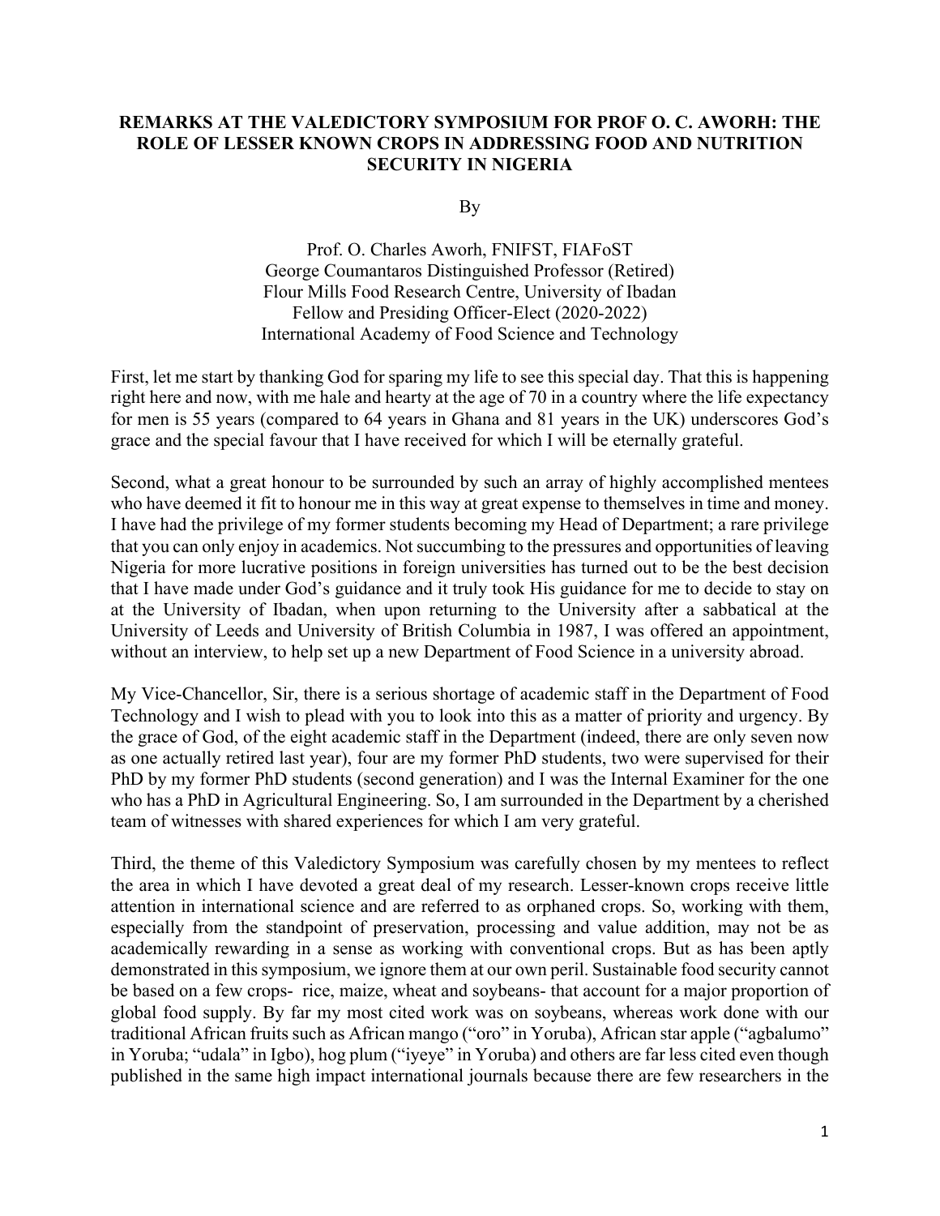# REMARKS AT THE VALEDICTORY SYMPOSIUM FOR PROF O. C. AWORH: THE ROLE OF LESSER KNOWN CROPS IN ADDRESSING FOOD AND NUTRITION SECURITY IN NIGERIA

By

Prof. O. Charles Aworh, FNIFST, FIAFoST
George Coumantaros Distinguished Professor (Retired)
Flour Mills Food Research Centre, University of Ibadan
Fellow and Presiding Officer-Elect (2020-2022)
International Academy of Food Science and Technology

First, let me start by thanking God for sparing my life to see this special day. That this is happening right here and now, with me hale and hearty at the age of 70 in a country where the life expectancy for men is 55 years (compared to 64 years in Ghana and 81 years in the UK) underscores God's grace and the special favour that I have received for which I will be eternally grateful.

Second, what a great honour to be surrounded by such an array of highly accomplished mentees who have deemed it fit to honour me in this way at great expense to themselves in time and money. I have had the privilege of my former students becoming my Head of Department; a rare privilege that you can only enjoy in academics. Not succumbing to the pressures and opportunities of leaving Nigeria for more lucrative positions in foreign universities has turned out to be the best decision that I have made under God's guidance and it truly took His guidance for me to decide to stay on at the University of Ibadan, when upon returning to the University after a sabbatical at the University of Leeds and University of British Columbia in 1987, I was offered an appointment, without an interview, to help set up a new Department of Food Science in a university abroad.

My Vice-Chancellor, Sir, there is a serious shortage of academic staff in the Department of Food Technology and I wish to plead with you to look into this as a matter of priority and urgency. By the grace of God, of the eight academic staff in the Department (indeed, there are only seven now as one actually retired last year), four are my former PhD students, two were supervised for their PhD by my former PhD students (second generation) and I was the Internal Examiner for the one who has a PhD in Agricultural Engineering. So, I am surrounded in the Department by a cherished team of witnesses with shared experiences for which I am very grateful.

Third, the theme of this Valedictory Symposium was carefully chosen by my mentees to reflect the area in which I have devoted a great deal of my research. Lesser-known crops receive little attention in international science and are referred to as orphaned crops. So, working with them, especially from the standpoint of preservation, processing and value addition, may not be as academically rewarding in a sense as working with conventional crops. But as has been aptly demonstrated in this symposium, we ignore them at our own peril. Sustainable food security cannot be based on a few crops- rice, maize, wheat and soybeans- that account for a major proportion of global food supply. By far my most cited work was on soybeans, whereas work done with our traditional African fruits such as African mango ("oro" in Yoruba), African star apple ("agbalumo" in Yoruba; "udala" in Igbo), hog plum ("iyeye" in Yoruba) and others are far less cited even though published in the same high impact international journals because there are few researchers in the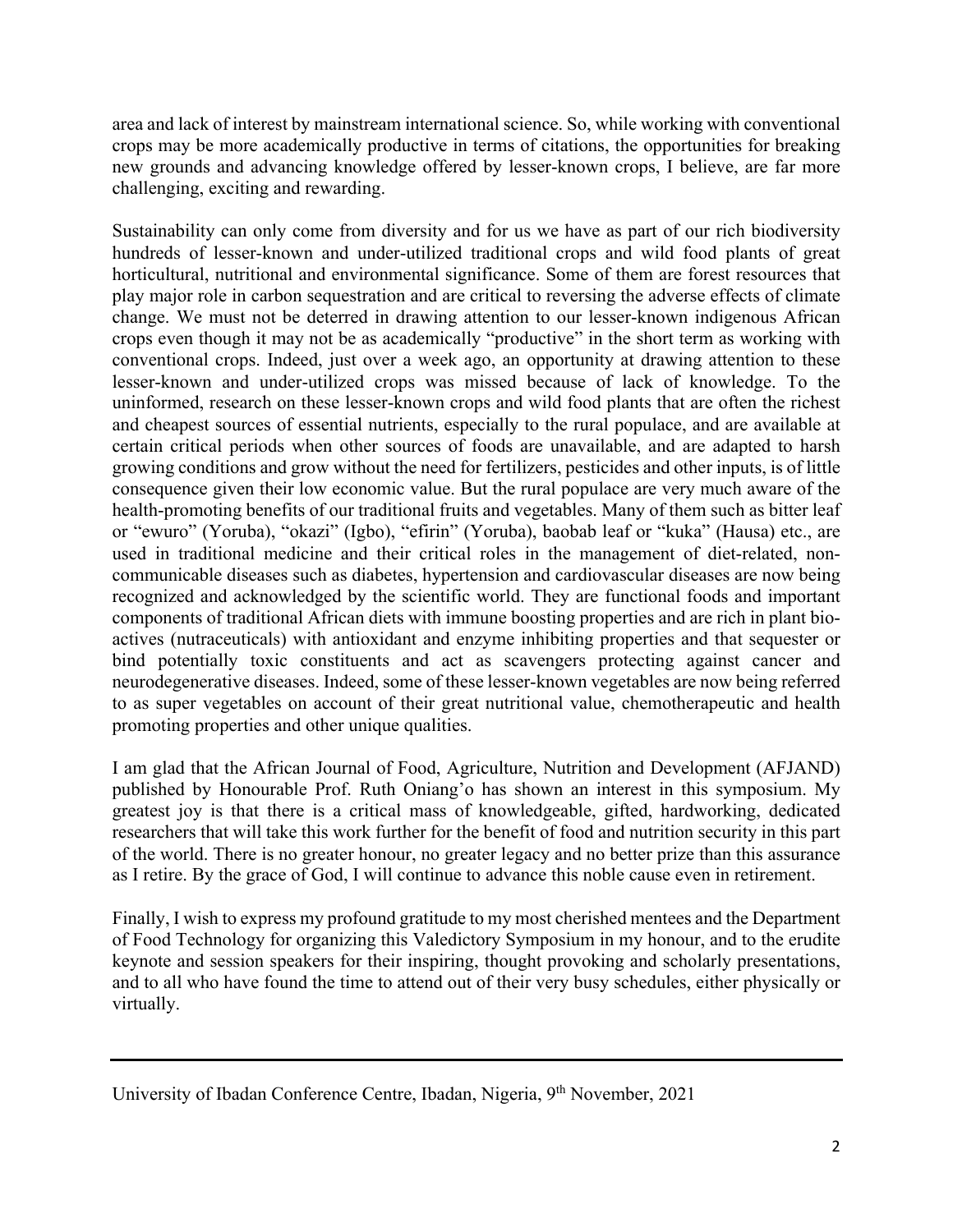area and lack of interest by mainstream international science. So, while working with conventional crops may be more academically productive in terms of citations, the opportunities for breaking new grounds and advancing knowledge offered by lesser-known crops, I believe, are far more challenging, exciting and rewarding.

Sustainability can only come from diversity and for us we have as part of our rich biodiversity hundreds of lesser-known and under-utilized traditional crops and wild food plants of great horticultural, nutritional and environmental significance. Some of them are forest resources that play major role in carbon sequestration and are critical to reversing the adverse effects of climate change. We must not be deterred in drawing attention to our lesser-known indigenous African crops even though it may not be as academically "productive" in the short term as working with conventional crops. Indeed, just over a week ago, an opportunity at drawing attention to these lesser-known and under-utilized crops was missed because of lack of knowledge. To the uninformed, research on these lesser-known crops and wild food plants that are often the richest and cheapest sources of essential nutrients, especially to the rural populace, and are available at certain critical periods when other sources of foods are unavailable, and are adapted to harsh growing conditions and grow without the need for fertilizers, pesticides and other inputs, is of little consequence given their low economic value. But the rural populace are very much aware of the health-promoting benefits of our traditional fruits and vegetables. Many of them such as bitter leaf or "ewuro" (Yoruba), "okazi" (Igbo), "efirin" (Yoruba), baobab leaf or "kuka" (Hausa) etc., are used in traditional medicine and their critical roles in the management of diet-related, non-communicable diseases such as diabetes, hypertension and cardiovascular diseases are now being recognized and acknowledged by the scientific world. They are functional foods and important components of traditional African diets with immune boosting properties and are rich in plant bio-actives (nutraceuticals) with antioxidant and enzyme inhibiting properties and that sequester or bind potentially toxic constituents and act as scavengers protecting against cancer and neurodegenerative diseases. Indeed, some of these lesser-known vegetables are now being referred to as super vegetables on account of their great nutritional value, chemotherapeutic and health promoting properties and other unique qualities.

I am glad that the African Journal of Food, Agriculture, Nutrition and Development (AFJAND) published by Honourable Prof. Ruth Oniang'o has shown an interest in this symposium. My greatest joy is that there is a critical mass of knowledgeable, gifted, hardworking, dedicated researchers that will take this work further for the benefit of food and nutrition security in this part of the world. There is no greater honour, no greater legacy and no better prize than this assurance as I retire. By the grace of God, I will continue to advance this noble cause even in retirement.

Finally, I wish to express my profound gratitude to my most cherished mentees and the Department of Food Technology for organizing this Valedictory Symposium in my honour, and to the erudite keynote and session speakers for their inspiring, thought provoking and scholarly presentations, and to all who have found the time to attend out of their very busy schedules, either physically or virtually.

---

University of Ibadan Conference Centre, Ibadan, Nigeria, 9th November, 2021